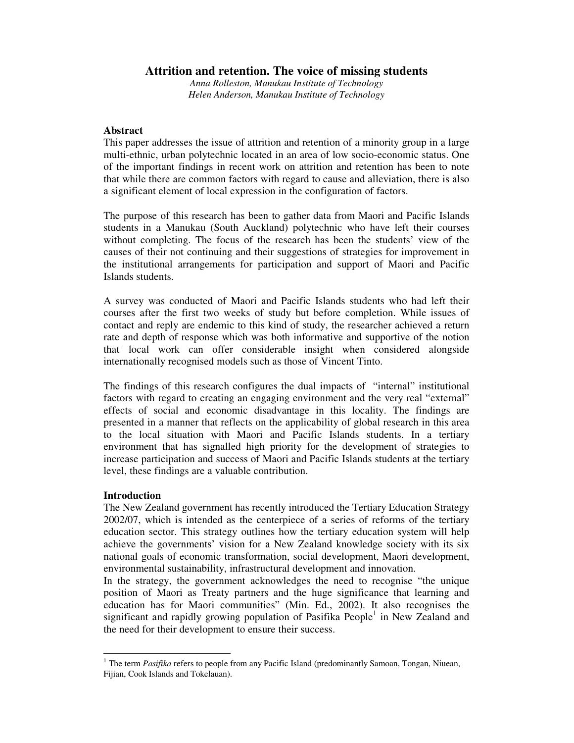# Attrition and retention. The voice of missing students

*Anna Rolleston, Manukau Institute of Technology*
*Helen Anderson, Manukau Institute of Technology*

## Abstract

This paper addresses the issue of attrition and retention of a minority group in a large multi-ethnic, urban polytechnic located in an area of low socio-economic status. One of the important findings in recent work on attrition and retention has been to note that while there are common factors with regard to cause and alleviation, there is also a significant element of local expression in the configuration of factors.

The purpose of this research has been to gather data from Maori and Pacific Islands students in a Manukau (South Auckland) polytechnic who have left their courses without completing. The focus of the research has been the students' view of the causes of their not continuing and their suggestions of strategies for improvement in the institutional arrangements for participation and support of Maori and Pacific Islands students.

A survey was conducted of Maori and Pacific Islands students who had left their courses after the first two weeks of study but before completion. While issues of contact and reply are endemic to this kind of study, the researcher achieved a return rate and depth of response which was both informative and supportive of the notion that local work can offer considerable insight when considered alongside internationally recognised models such as those of Vincent Tinto.

The findings of this research configures the dual impacts of "internal" institutional factors with regard to creating an engaging environment and the very real "external" effects of social and economic disadvantage in this locality. The findings are presented in a manner that reflects on the applicability of global research in this area to the local situation with Maori and Pacific Islands students. In a tertiary environment that has signalled high priority for the development of strategies to increase participation and success of Maori and Pacific Islands students at the tertiary level, these findings are a valuable contribution.

## Introduction

The New Zealand government has recently introduced the Tertiary Education Strategy 2002/07, which is intended as the centerpiece of a series of reforms of the tertiary education sector. This strategy outlines how the tertiary education system will help achieve the governments' vision for a New Zealand knowledge society with its six national goals of economic transformation, social development, Maori development, environmental sustainability, infrastructural development and innovation.

In the strategy, the government acknowledges the need to recognise "the unique position of Maori as Treaty partners and the huge significance that learning and education has for Maori communities" (Min. Ed., 2002). It also recognises the significant and rapidly growing population of Pasifika People[1] in New Zealand and the need for their development to ensure their success.

---

[1] The term *Pasifika* refers to people from any Pacific Island (predominantly Samoan, Tongan, Niuean, Fijian, Cook Islands and Tokelauan).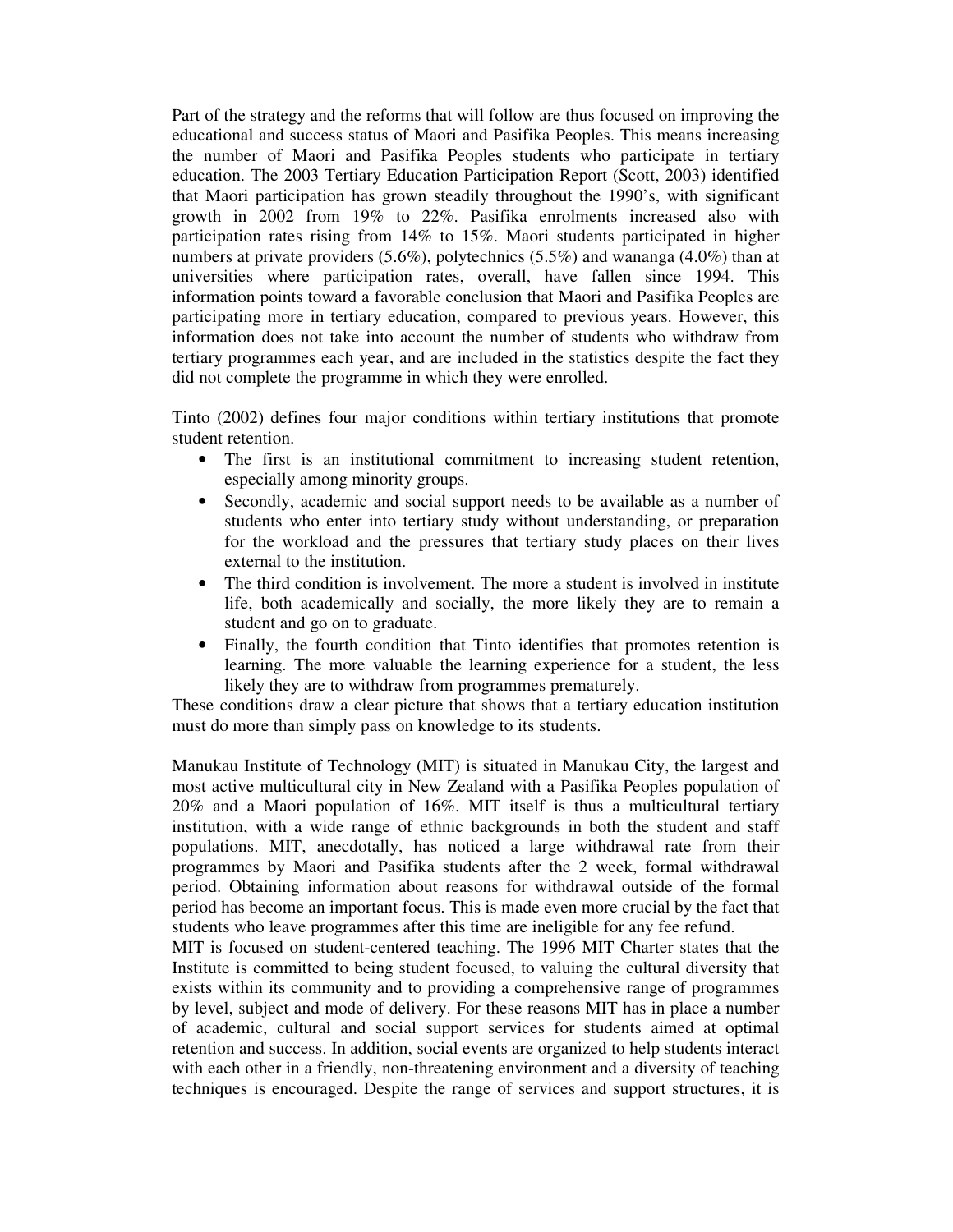Part of the strategy and the reforms that will follow are thus focused on improving the educational and success status of Maori and Pasifika Peoples. This means increasing the number of Maori and Pasifika Peoples students who participate in tertiary education. The 2003 Tertiary Education Participation Report (Scott, 2003) identified that Maori participation has grown steadily throughout the 1990's, with significant growth in 2002 from 19% to 22%. Pasifika enrolments increased also with participation rates rising from 14% to 15%. Maori students participated in higher numbers at private providers (5.6%), polytechnics (5.5%) and wananga (4.0%) than at universities where participation rates, overall, have fallen since 1994. This information points toward a favorable conclusion that Maori and Pasifika Peoples are participating more in tertiary education, compared to previous years. However, this information does not take into account the number of students who withdraw from tertiary programmes each year, and are included in the statistics despite the fact they did not complete the programme in which they were enrolled.

Tinto (2002) defines four major conditions within tertiary institutions that promote student retention.

- The first is an institutional commitment to increasing student retention, especially among minority groups.
- Secondly, academic and social support needs to be available as a number of students who enter into tertiary study without understanding, or preparation for the workload and the pressures that tertiary study places on their lives external to the institution.
- The third condition is involvement. The more a student is involved in institute life, both academically and socially, the more likely they are to remain a student and go on to graduate.
- Finally, the fourth condition that Tinto identifies that promotes retention is learning. The more valuable the learning experience for a student, the less likely they are to withdraw from programmes prematurely.

These conditions draw a clear picture that shows that a tertiary education institution must do more than simply pass on knowledge to its students.

Manukau Institute of Technology (MIT) is situated in Manukau City, the largest and most active multicultural city in New Zealand with a Pasifika Peoples population of 20% and a Maori population of 16%. MIT itself is thus a multicultural tertiary institution, with a wide range of ethnic backgrounds in both the student and staff populations. MIT, anecdotally, has noticed a large withdrawal rate from their programmes by Maori and Pasifika students after the 2 week, formal withdrawal period. Obtaining information about reasons for withdrawal outside of the formal period has become an important focus. This is made even more crucial by the fact that students who leave programmes after this time are ineligible for any fee refund.

MIT is focused on student-centered teaching. The 1996 MIT Charter states that the Institute is committed to being student focused, to valuing the cultural diversity that exists within its community and to providing a comprehensive range of programmes by level, subject and mode of delivery. For these reasons MIT has in place a number of academic, cultural and social support services for students aimed at optimal retention and success. In addition, social events are organized to help students interact with each other in a friendly, non-threatening environment and a diversity of teaching techniques is encouraged. Despite the range of services and support structures, it is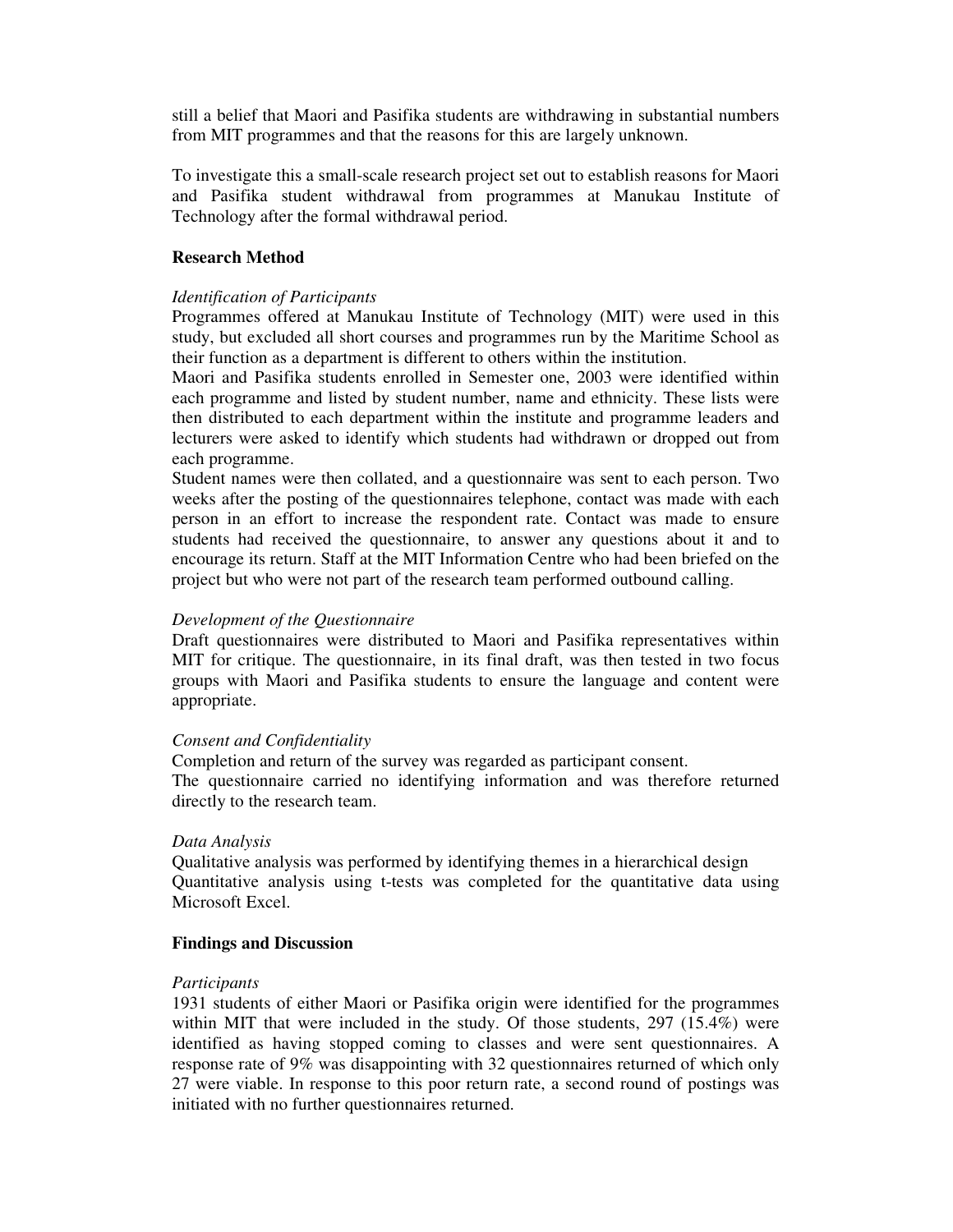still a belief that Maori and Pasifika students are withdrawing in substantial numbers from MIT programmes and that the reasons for this are largely unknown.

To investigate this a small-scale research project set out to establish reasons for Maori and Pasifika student withdrawal from programmes at Manukau Institute of Technology after the formal withdrawal period.

## Research Method

*Identification of Participants*

Programmes offered at Manukau Institute of Technology (MIT) were used in this study, but excluded all short courses and programmes run by the Maritime School as their function as a department is different to others within the institution.

Maori and Pasifika students enrolled in Semester one, 2003 were identified within each programme and listed by student number, name and ethnicity. These lists were then distributed to each department within the institute and programme leaders and lecturers were asked to identify which students had withdrawn or dropped out from each programme.

Student names were then collated, and a questionnaire was sent to each person. Two weeks after the posting of the questionnaires telephone, contact was made with each person in an effort to increase the respondent rate. Contact was made to ensure students had received the questionnaire, to answer any questions about it and to encourage its return. Staff at the MIT Information Centre who had been briefed on the project but who were not part of the research team performed outbound calling.

*Development of the Questionnaire*

Draft questionnaires were distributed to Maori and Pasifika representatives within MIT for critique. The questionnaire, in its final draft, was then tested in two focus groups with Maori and Pasifika students to ensure the language and content were appropriate.

*Consent and Confidentiality*

Completion and return of the survey was regarded as participant consent.

The questionnaire carried no identifying information and was therefore returned directly to the research team.

*Data Analysis*

Qualitative analysis was performed by identifying themes in a hierarchical design

Quantitative analysis using t-tests was completed for the quantitative data using Microsoft Excel.

## Findings and Discussion

*Participants*

1931 students of either Maori or Pasifika origin were identified for the programmes within MIT that were included in the study. Of those students, 297 (15.4%) were identified as having stopped coming to classes and were sent questionnaires. A response rate of 9% was disappointing with 32 questionnaires returned of which only 27 were viable. In response to this poor return rate, a second round of postings was initiated with no further questionnaires returned.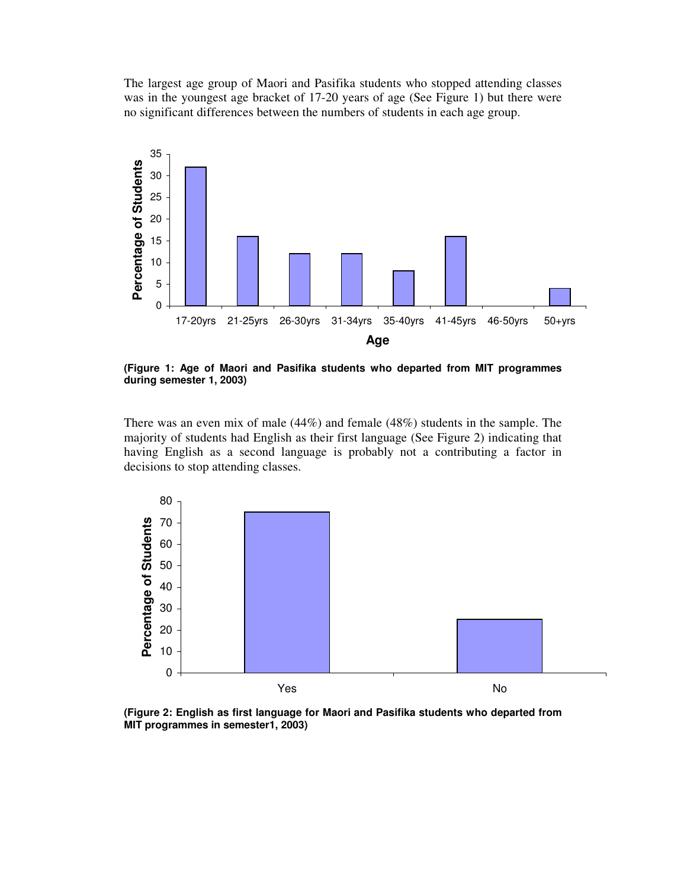The largest age group of Maori and Pasifika students who stopped attending classes was in the youngest age bracket of 17-20 years of age (See Figure 1) but there were no significant differences between the numbers of students in each age group.

Percentage of Students

35
30
25
20
15
10
5
0

17-20yrs 21-25yrs 26-30yrs 31-34yrs 35-40yrs 41-45yrs 46-50yrs 50+yrs

Age

**(Figure 1: Age of Maori and Pasifika students who departed from MIT programmes during semester 1, 2003)**

There was an even mix of male (44%) and female (48%) students in the sample. The majority of students had English as their first language (See Figure 2) indicating that having English as a second language is probably not a contributing a factor in decisions to stop attending classes.

Percentage of Students

80
70
60
50
40
30
20
10
0

Yes No

**(Figure 2: English as first language for Maori and Pasifika students who departed from MIT programmes in semester1, 2003)**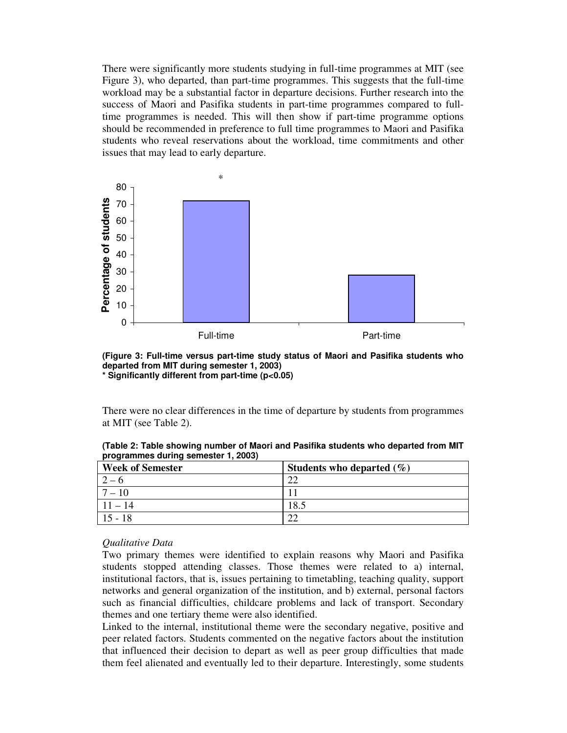There were significantly more students studying in full-time programmes at MIT (see Figure 3), who departed, than part-time programmes. This suggests that the full-time workload may be a substantial factor in departure decisions. Further research into the success of Maori and Pasifika students in part-time programmes compared to full-time programmes is needed. This will then show if part-time programme options should be recommended in preference to full time programmes to Maori and Pasifika students who reveal reservations about the workload, time commitments and other issues that may lead to early departure.

*

80
70
60
50
40
30
20
10
0

Percentage of students

Full-time
Part-time

**(Figure 3: Full-time versus part-time study status of Maori and Pasifika students who departed from MIT during semester 1, 2003)**
**\* Significantly different from part-time ($p<0.05$)**

There were no clear differences in the time of departure by students from programmes at MIT (see Table 2).

**(Table 2: Table showing number of Maori and Pasifika students who departed from MIT programmes during semester 1, 2003)**

| Week of Semester | Students who departed (%) |
|---|---|
| 2 – 6 | 22 |
| 7 – 10 | 11 |
| 11 – 14 | 18.5 |
| 15 - 18 | 22 |

*Qualitative Data*

Two primary themes were identified to explain reasons why Maori and Pasifika students stopped attending classes. Those themes were related to a) internal, institutional factors, that is, issues pertaining to timetabling, teaching quality, support networks and general organization of the institution, and b) external, personal factors such as financial difficulties, childcare problems and lack of transport. Secondary themes and one tertiary theme were also identified.

Linked to the internal, institutional theme were the secondary negative, positive and peer related factors. Students commented on the negative factors about the institution that influenced their decision to depart as well as peer group difficulties that made them feel alienated and eventually led to their departure. Interestingly, some students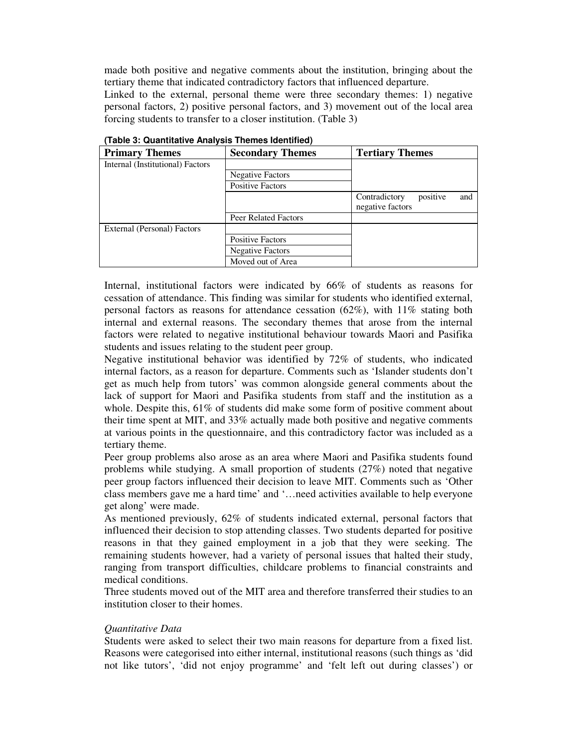made both positive and negative comments about the institution, bringing about the tertiary theme that indicated contradictory factors that influenced departure.

Linked to the external, personal theme were three secondary themes: 1) negative personal factors, 2) positive personal factors, and 3) movement out of the local area forcing students to transfer to a closer institution. (Table 3)

**(Table 3: Quantitative Analysis Themes Identified)**

| Primary Themes | Secondary Themes | Tertiary Themes |
|---|---|---|
| Internal (Institutional) Factors | | |
| | Negative Factors | |
| | Positive Factors | |
| | | Contradictory positive and negative factors |
| | Peer Related Factors | |
| External (Personal) Factors | | |
| | Positive Factors | |
| | Negative Factors | |
| | Moved out of Area | |

Internal, institutional factors were indicated by 66% of students as reasons for cessation of attendance. This finding was similar for students who identified external, personal factors as reasons for attendance cessation (62%), with 11% stating both internal and external reasons. The secondary themes that arose from the internal factors were related to negative institutional behaviour towards Maori and Pasifika students and issues relating to the student peer group.

Negative institutional behavior was identified by 72% of students, who indicated internal factors, as a reason for departure. Comments such as 'Islander students don't get as much help from tutors' was common alongside general comments about the lack of support for Maori and Pasifika students from staff and the institution as a whole. Despite this, 61% of students did make some form of positive comment about their time spent at MIT, and 33% actually made both positive and negative comments at various points in the questionnaire, and this contradictory factor was included as a tertiary theme.

Peer group problems also arose as an area where Maori and Pasifika students found problems while studying. A small proportion of students (27%) noted that negative peer group factors influenced their decision to leave MIT. Comments such as 'Other class members gave me a hard time' and '…need activities available to help everyone get along' were made.

As mentioned previously, 62% of students indicated external, personal factors that influenced their decision to stop attending classes. Two students departed for positive reasons in that they gained employment in a job that they were seeking. The remaining students however, had a variety of personal issues that halted their study, ranging from transport difficulties, childcare problems to financial constraints and medical conditions.

Three students moved out of the MIT area and therefore transferred their studies to an institution closer to their homes.

*Quantitative Data*

Students were asked to select their two main reasons for departure from a fixed list. Reasons were categorised into either internal, institutional reasons (such things as 'did not like tutors', 'did not enjoy programme' and 'felt left out during classes') or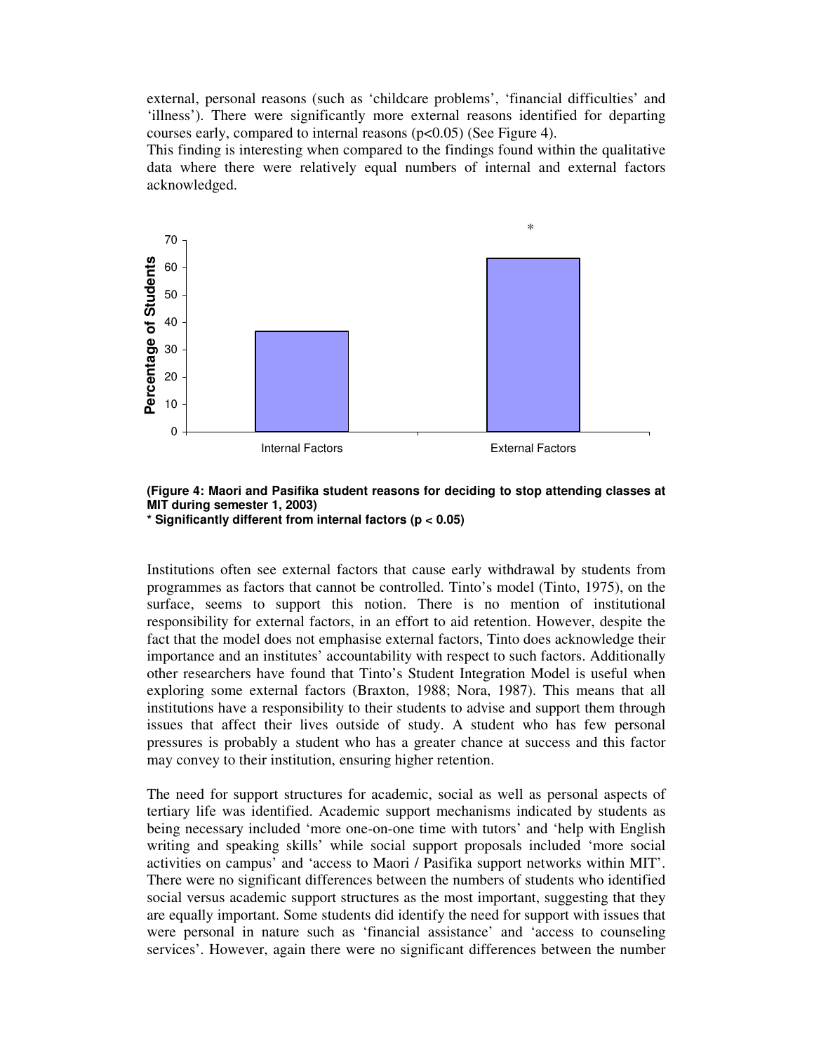external, personal reasons (such as 'childcare problems', 'financial difficulties' and 'illness'). There were significantly more external reasons identified for departing courses early, compared to internal reasons ($p<0.05$) (See Figure 4).
This finding is interesting when compared to the findings found within the qualitative data where there were relatively equal numbers of internal and external factors acknowledged.

*

70
60
50
40
30
20
10
0

Percentage of Students

Internal Factors

External Factors

**(Figure 4: Maori and Pasifika student reasons for deciding to stop attending classes at MIT during semester 1, 2003)**
**\* Significantly different from internal factors ($p < 0.05$)**

Institutions often see external factors that cause early withdrawal by students from programmes as factors that cannot be controlled. Tinto's model (Tinto, 1975), on the surface, seems to support this notion. There is no mention of institutional responsibility for external factors, in an effort to aid retention. However, despite the fact that the model does not emphasise external factors, Tinto does acknowledge their importance and an institutes' accountability with respect to such factors. Additionally other researchers have found that Tinto's Student Integration Model is useful when exploring some external factors (Braxton, 1988; Nora, 1987). This means that all institutions have a responsibility to their students to advise and support them through issues that affect their lives outside of study. A student who has few personal pressures is probably a student who has a greater chance at success and this factor may convey to their institution, ensuring higher retention.

The need for support structures for academic, social as well as personal aspects of tertiary life was identified. Academic support mechanisms indicated by students as being necessary included 'more one-on-one time with tutors' and 'help with English writing and speaking skills' while social support proposals included 'more social activities on campus' and 'access to Maori / Pasifika support networks within MIT'. There were no significant differences between the numbers of students who identified social versus academic support structures as the most important, suggesting that they are equally important. Some students did identify the need for support with issues that were personal in nature such as 'financial assistance' and 'access to counseling services'. However, again there were no significant differences between the number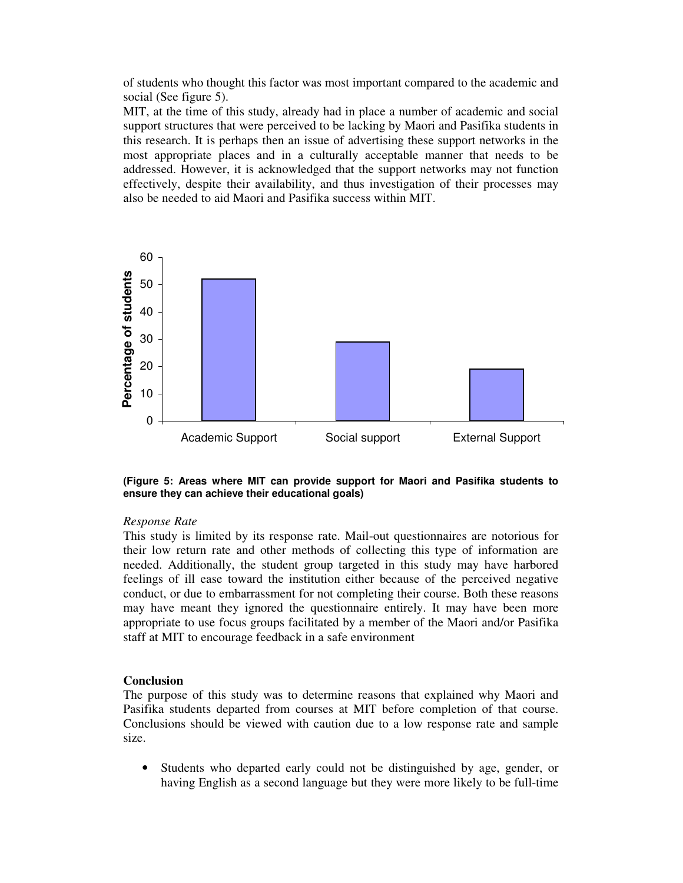of students who thought this factor was most important compared to the academic and social (See figure 5).

MIT, at the time of this study, already had in place a number of academic and social support structures that were perceived to be lacking by Maori and Pasifika students in this research. It is perhaps then an issue of advertising these support networks in the most appropriate places and in a culturally acceptable manner that needs to be addressed. However, it is acknowledged that the support networks may not function effectively, despite their availability, and thus investigation of their processes may also be needed to aid Maori and Pasifika success within MIT.

Percentage of students

60
50
40
30
20
10
0

Academic Support
Social support
External Support

**(Figure 5: Areas where MIT can provide support for Maori and Pasifika students to ensure they can achieve their educational goals)**

*Response Rate*

This study is limited by its response rate. Mail-out questionnaires are notorious for their low return rate and other methods of collecting this type of information are needed. Additionally, the student group targeted in this study may have harbored feelings of ill ease toward the institution either because of the perceived negative conduct, or due to embarrassment for not completing their course. Both these reasons may have meant they ignored the questionnaire entirely. It may have been more appropriate to use focus groups facilitated by a member of the Maori and/or Pasifika staff at MIT to encourage feedback in a safe environment

## Conclusion

The purpose of this study was to determine reasons that explained why Maori and Pasifika students departed from courses at MIT before completion of that course. Conclusions should be viewed with caution due to a low response rate and sample size.

- Students who departed early could not be distinguished by age, gender, or having English as a second language but they were more likely to be full-time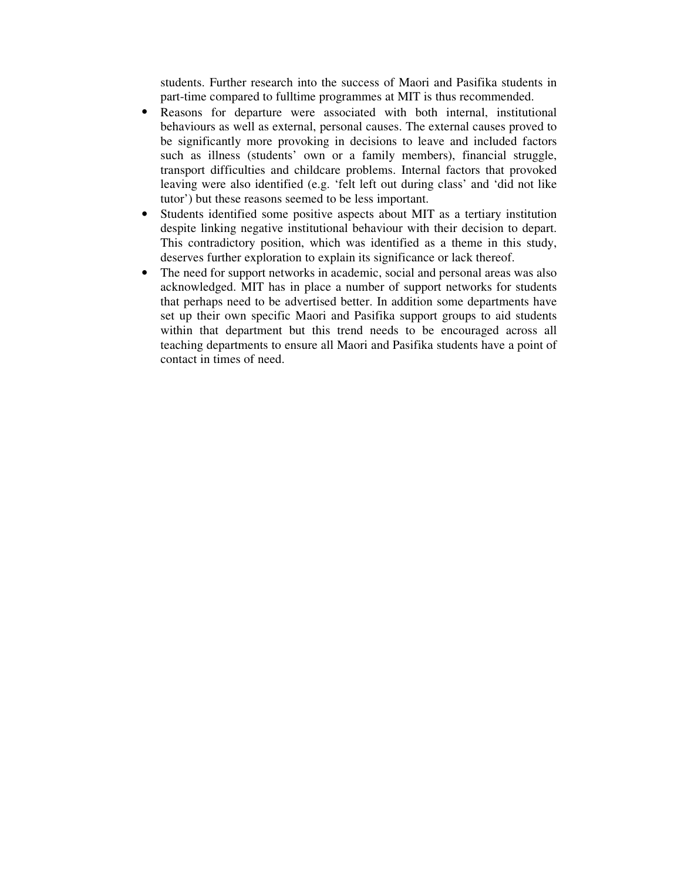students. Further research into the success of Maori and Pasifika students in part-time compared to fulltime programmes at MIT is thus recommended.

- Reasons for departure were associated with both internal, institutional behaviours as well as external, personal causes. The external causes proved to be significantly more provoking in decisions to leave and included factors such as illness (students' own or a family members), financial struggle, transport difficulties and childcare problems. Internal factors that provoked leaving were also identified (e.g. 'felt left out during class' and 'did not like tutor') but these reasons seemed to be less important.
- Students identified some positive aspects about MIT as a tertiary institution despite linking negative institutional behaviour with their decision to depart. This contradictory position, which was identified as a theme in this study, deserves further exploration to explain its significance or lack thereof.
- The need for support networks in academic, social and personal areas was also acknowledged. MIT has in place a number of support networks for students that perhaps need to be advertised better. In addition some departments have set up their own specific Maori and Pasifika support groups to aid students within that department but this trend needs to be encouraged across all teaching departments to ensure all Maori and Pasifika students have a point of contact in times of need.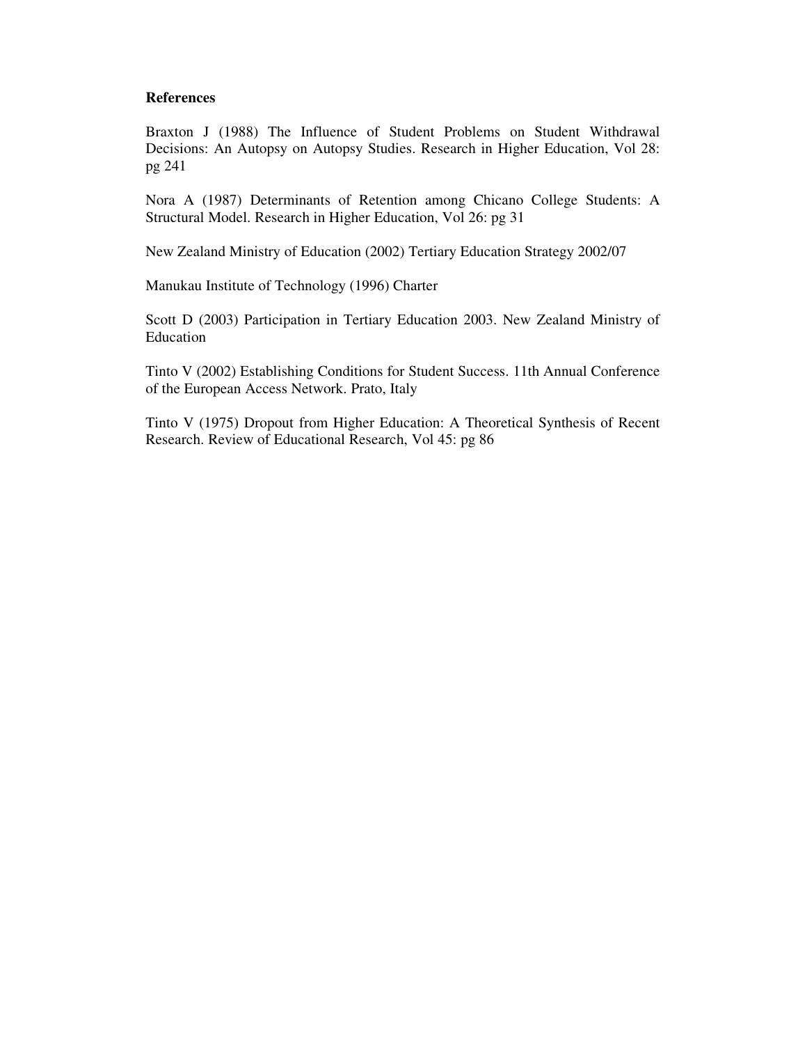**References**

Braxton J (1988) The Influence of Student Problems on Student Withdrawal Decisions: An Autopsy on Autopsy Studies. Research in Higher Education, Vol 28: pg 241

Nora A (1987) Determinants of Retention among Chicano College Students: A Structural Model. Research in Higher Education, Vol 26: pg 31

New Zealand Ministry of Education (2002) Tertiary Education Strategy 2002/07

Manukau Institute of Technology (1996) Charter

Scott D (2003) Participation in Tertiary Education 2003. New Zealand Ministry of Education

Tinto V (2002) Establishing Conditions for Student Success. 11th Annual Conference of the European Access Network. Prato, Italy

Tinto V (1975) Dropout from Higher Education: A Theoretical Synthesis of Recent Research. Review of Educational Research, Vol 45: pg 86